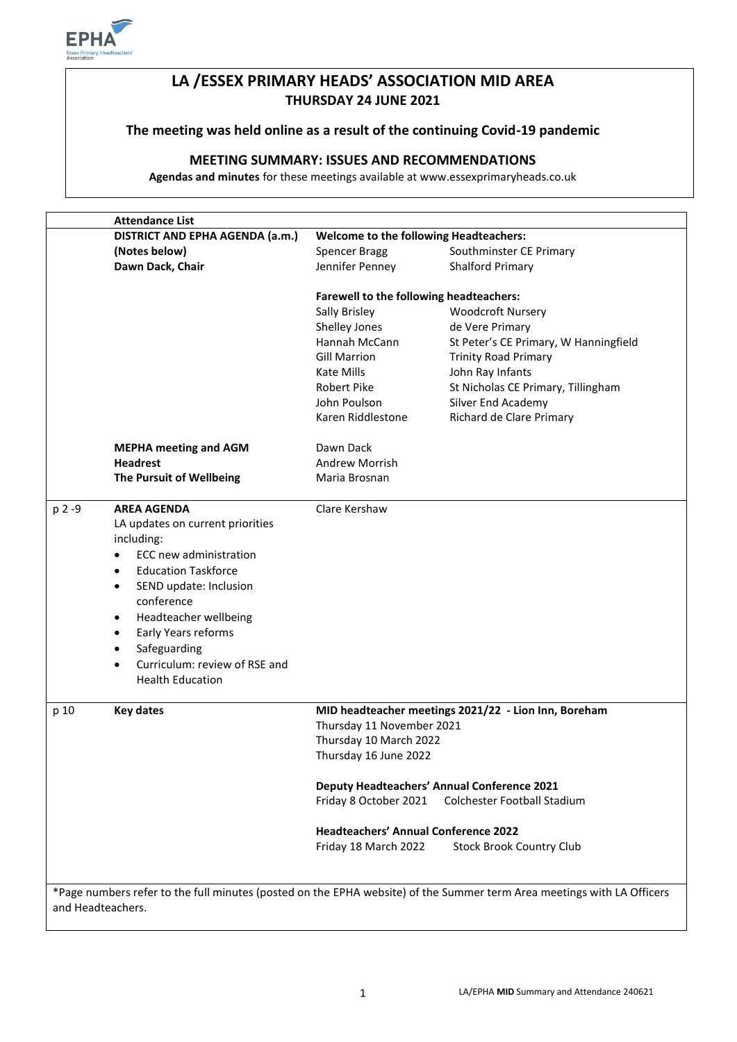# LA /ESSEX PRIMARY HEADS' ASSOCIATION MID AREA

## THURSDAY 24 JUNE 2021

### The meeting was held online as a result of the continuing Covid-19 pandemic

### MEETING SUMMARY: ISSUES AND RECOMMENDATIONS

**Agendas and minutes** for these meetings available at www.essexprimaryheads.co.uk

| | **Attendance List** | | |
|---|---|---|---|
| | **DISTRICT AND EPHA AGENDA (a.m.)** | **Welcome to the following Headteachers:** | |
| | **(Notes below)** | Spencer Bragg | Southminster CE Primary |
| | **Dawn Dack, Chair** | Jennifer Penney | Shalford Primary |
| | | **Farewell to the following headteachers:** | |
| | | Sally Brisley | Woodcroft Nursery |
| | | Shelley Jones | de Vere Primary |
| | | Hannah McCann | St Peter's CE Primary, W Hanningfield |
| | | Gill Marrion | Trinity Road Primary |
| | | Kate Mills | John Ray Infants |
| | | Robert Pike | St Nicholas CE Primary, Tillingham |
| | | John Poulson | Silver End Academy |
| | | Karen Riddlestone | Richard de Clare Primary |
| | **MEPHA meeting and AGM** | Dawn Dack | |
| | **Headrest** | Andrew Morrish | |
| | **The Pursuit of Wellbeing** | Maria Brosnan | |
| p 2 -9 | **AREA AGENDA**<br>LA updates on current priorities including:<br>• ECC new administration<br>• Education Taskforce<br>• SEND update: Inclusion conference<br>• Headteacher wellbeing<br>• Early Years reforms<br>• Safeguarding<br>• Curriculum: review of RSE and Health Education | Clare Kershaw | |
| p 10 | **Key dates** | **MID headteacher meetings 2021/22 - Lion Inn, Boreham** | |
| | | Thursday 11 November 2021 | |
| | | Thursday 10 March 2022 | |
| | | Thursday 16 June 2022 | |
| | | **Deputy Headteachers' Annual Conference 2021** | |
| | | Friday 8 October 2021 | Colchester Football Stadium |
| | | **Headteachers' Annual Conference 2022** | |
| | | Friday 18 March 2022 | Stock Brook Country Club |

*Page numbers refer to the full minutes (posted on the EPHA website) of the Summer term Area meetings with LA Officers and Headteachers.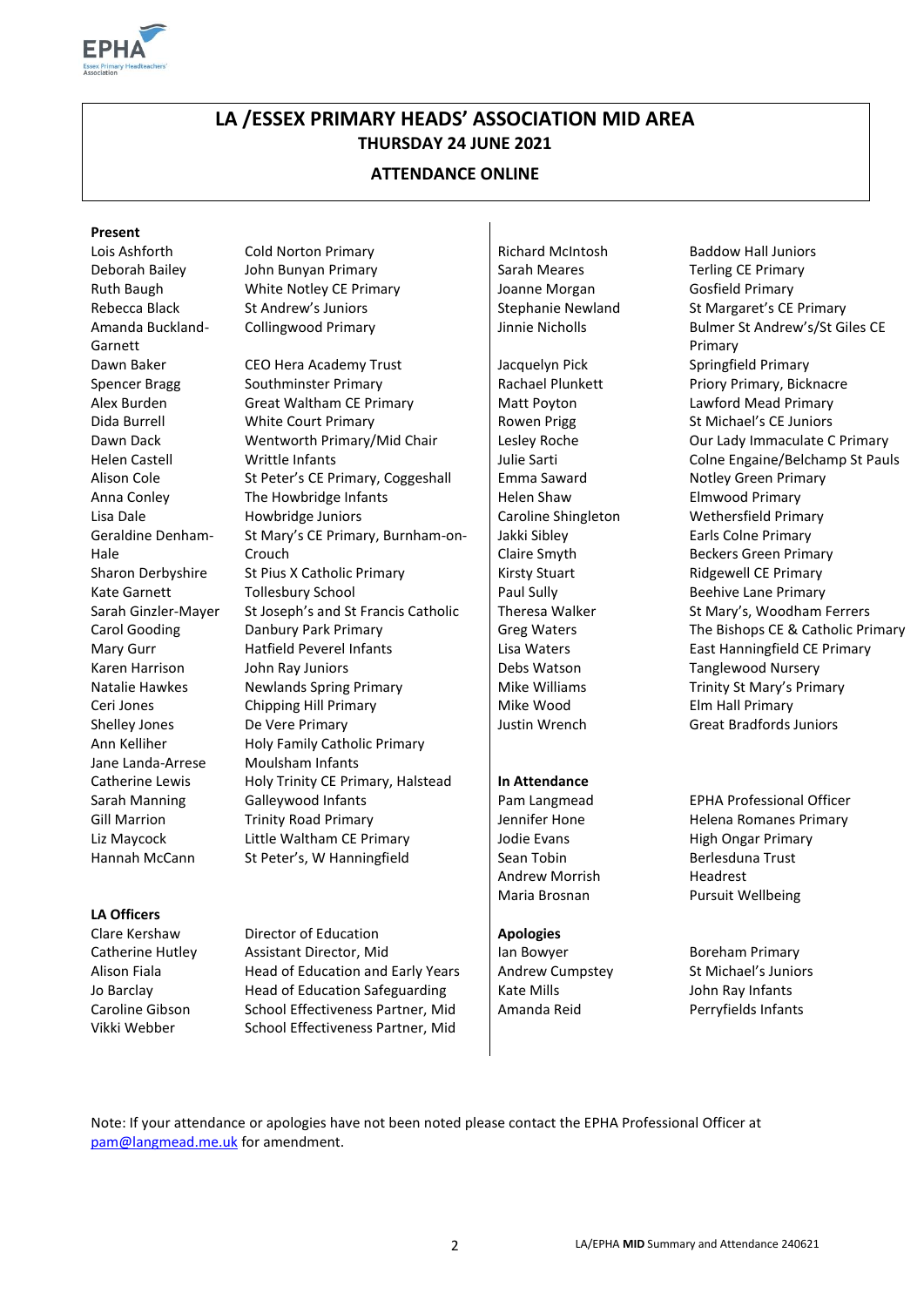# LA /ESSEX PRIMARY HEADS' ASSOCIATION MID AREA

## THURSDAY 24 JUNE 2021

### ATTENDANCE ONLINE

**Present**

| Name | School |
|---|---|
| Lois Ashforth | Cold Norton Primary |
| Deborah Bailey | John Bunyan Primary |
| Ruth Baugh | White Notley CE Primary |
| Rebecca Black | St Andrew's Juniors |
| Amanda Buckland-Garnett | Collingwood Primary |
| Dawn Baker | CEO Hera Academy Trust |
| Spencer Bragg | Southminster Primary |
| Alex Burden | Great Waltham CE Primary |
| Dida Burrell | White Court Primary |
| Dawn Dack | Wentworth Primary/Mid Chair |
| Helen Castell | Writtle Infants |
| Alison Cole | St Peter's CE Primary, Coggeshall |
| Anna Conley | The Howbridge Infants |
| Lisa Dale | Howbridge Juniors |
| Geraldine Denham-Hale | St Mary's CE Primary, Burnham-on-Crouch |
| Sharon Derbyshire | St Pius X Catholic Primary |
| Kate Garnett | Tollesbury School |
| Sarah Ginzler-Mayer | St Joseph's and St Francis Catholic |
| Carol Gooding | Danbury Park Primary |
| Mary Gurr | Hatfield Peverel Infants |
| Karen Harrison | John Ray Juniors |
| Natalie Hawkes | Newlands Spring Primary |
| Ceri Jones | Chipping Hill Primary |
| Shelley Jones | De Vere Primary |
| Ann Kelliher | Holy Family Catholic Primary |
| Jane Landa-Arrese | Moulsham Infants |
| Catherine Lewis | Holy Trinity CE Primary, Halstead |
| Sarah Manning | Galleywood Infants |
| Gill Marrion | Trinity Road Primary |
| Liz Maycock | Little Waltham CE Primary |
| Hannah McCann | St Peter's, W Hanningfield |
| Richard McIntosh | Baddow Hall Juniors |
| Sarah Meares | Terling CE Primary |
| Joanne Morgan | Gosfield Primary |
| Stephanie Newland | St Margaret's CE Primary |
| Jinnie Nicholls | Bulmer St Andrew's/St Giles CE Primary |
| Jacquelyn Pick | Springfield Primary |
| Rachael Plunkett | Priory Primary, Bicknacre |
| Matt Poyton | Lawford Mead Primary |
| Rowen Prigg | St Michael's CE Juniors |
| Lesley Roche | Our Lady Immaculate C Primary |
| Julie Sarti | Colne Engaine/Belchamp St Pauls |
| Emma Saward | Notley Green Primary |
| Helen Shaw | Elmwood Primary |
| Caroline Shingleton | Wethersfield Primary |
| Jakki Sibley | Earls Colne Primary |
| Claire Smyth | Beckers Green Primary |
| Kirsty Stuart | Ridgewell CE Primary |
| Paul Sully | Beehive Lane Primary |
| Theresa Walker | St Mary's, Woodham Ferrers |
| Greg Waters | The Bishops CE & Catholic Primary |
| Lisa Waters | East Hanningfield CE Primary |
| Debs Watson | Tanglewood Nursery |
| Mike Williams | Trinity St Mary's Primary |
| Mike Wood | Elm Hall Primary |
| Justin Wrench | Great Bradfords Juniors |

**LA Officers**

| Name | Role |
|---|---|
| Clare Kershaw | Director of Education |
| Catherine Hutley | Assistant Director, Mid |
| Alison Fiala | Head of Education and Early Years |
| Jo Barclay | Head of Education Safeguarding |
| Caroline Gibson | School Effectiveness Partner, Mid |
| Vikki Webber | School Effectiveness Partner, Mid |

**In Attendance**

| Name | Role |
|---|---|
| Pam Langmead | EPHA Professional Officer |
| Jennifer Hone | Helena Romanes Primary |
| Jodie Evans | High Ongar Primary |
| Sean Tobin | Berlesduna Trust |
| Andrew Morrish | Headrest |
| Maria Brosnan | Pursuit Wellbeing |

**Apologies**

| Name | School |
|---|---|
| Ian Bowyer | Boreham Primary |
| Andrew Cumpstey | St Michael's Juniors |
| Kate Mills | John Ray Infants |
| Amanda Reid | Perryfields Infants |

Note: If your attendance or apologies have not been noted please contact the EPHA Professional Officer at pam@langmead.me.uk for amendment.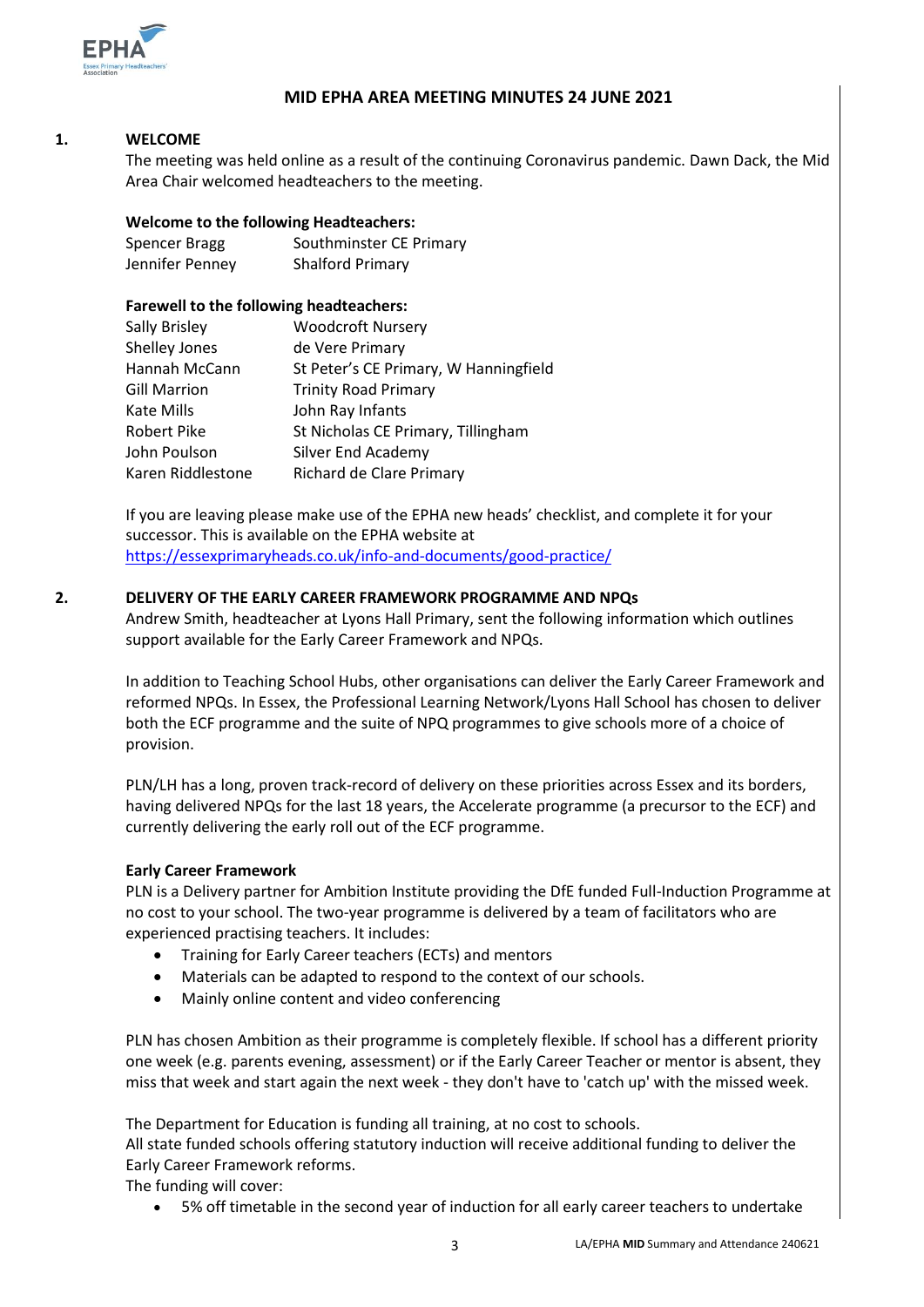**MID EPHA AREA MEETING MINUTES 24 JUNE 2021**

## 1. WELCOME

The meeting was held online as a result of the continuing Coronavirus pandemic. Dawn Dack, the Mid Area Chair welcomed headteachers to the meeting.

**Welcome to the following Headteachers:**

| | |
|---|---|
| Spencer Bragg | Southminster CE Primary |
| Jennifer Penney | Shalford Primary |

**Farewell to the following headteachers:**

| | |
|---|---|
| Sally Brisley | Woodcroft Nursery |
| Shelley Jones | de Vere Primary |
| Hannah McCann | St Peter's CE Primary, W Hanningfield |
| Gill Marrion | Trinity Road Primary |
| Kate Mills | John Ray Infants |
| Robert Pike | St Nicholas CE Primary, Tillingham |
| John Poulson | Silver End Academy |
| Karen Riddlestone | Richard de Clare Primary |

If you are leaving please make use of the EPHA new heads' checklist, and complete it for your successor. This is available on the EPHA website at https://essexprimaryheads.co.uk/info-and-documents/good-practice/

## 2. DELIVERY OF THE EARLY CAREER FRAMEWORK PROGRAMME AND NPQs

Andrew Smith, headteacher at Lyons Hall Primary, sent the following information which outlines support available for the Early Career Framework and NPQs.

In addition to Teaching School Hubs, other organisations can deliver the Early Career Framework and reformed NPQs. In Essex, the Professional Learning Network/Lyons Hall School has chosen to deliver both the ECF programme and the suite of NPQ programmes to give schools more of a choice of provision.

PLN/LH has a long, proven track-record of delivery on these priorities across Essex and its borders, having delivered NPQs for the last 18 years, the Accelerate programme (a precursor to the ECF) and currently delivering the early roll out of the ECF programme.

**Early Career Framework**

PLN is a Delivery partner for Ambition Institute providing the DfE funded Full-Induction Programme at no cost to your school. The two-year programme is delivered by a team of facilitators who are experienced practising teachers. It includes:

- Training for Early Career teachers (ECTs) and mentors
- Materials can be adapted to respond to the context of our schools.
- Mainly online content and video conferencing

PLN has chosen Ambition as their programme is completely flexible. If school has a different priority one week (e.g. parents evening, assessment) or if the Early Career Teacher or mentor is absent, they miss that week and start again the next week - they don't have to 'catch up' with the missed week.

The Department for Education is funding all training, at no cost to schools.
All state funded schools offering statutory induction will receive additional funding to deliver the Early Career Framework reforms.
The funding will cover:

- 5% off timetable in the second year of induction for all early career teachers to undertake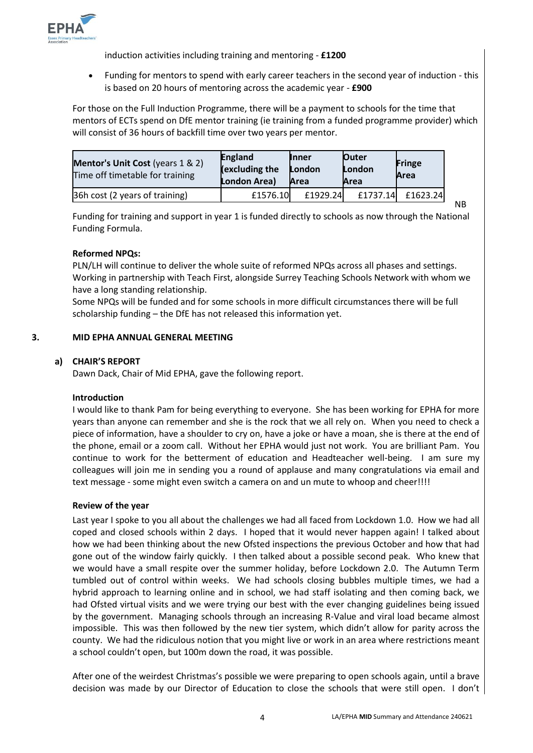induction activities including training and mentoring - **£1200**

- Funding for mentors to spend with early career teachers in the second year of induction - this is based on 20 hours of mentoring across the academic year - **£900**

For those on the Full Induction Programme, there will be a payment to schools for the time that mentors of ECTs spend on DfE mentor training (ie training from a funded programme provider) which will consist of 36 hours of backfill time over two years per mentor.

| **Mentor's Unit Cost** (years 1 & 2) Time off timetable for training | **England (excluding the London Area)** | **Inner London Area** | **Outer London Area** | **Fringe Area** |
|---|---|---|---|---|
| 36h cost (2 years of training) | £1576.10 | £1929.24 | £1737.14 | £1623.24 |

NB

Funding for training and support in year 1 is funded directly to schools as now through the National Funding Formula.

**Reformed NPQs:**

PLN/LH will continue to deliver the whole suite of reformed NPQs across all phases and settings. Working in partnership with Teach First, alongside Surrey Teaching Schools Network with whom we have a long standing relationship.

Some NPQs will be funded and for some schools in more difficult circumstances there will be full scholarship funding – the DfE has not released this information yet.

## 3. MID EPHA ANNUAL GENERAL MEETING

### a) CHAIR'S REPORT

Dawn Dack, Chair of Mid EPHA, gave the following report.

**Introduction**

I would like to thank Pam for being everything to everyone. She has been working for EPHA for more years than anyone can remember and she is the rock that we all rely on. When you need to check a piece of information, have a shoulder to cry on, have a joke or have a moan, she is there at the end of the phone, email or a zoom call. Without her EPHA would just not work. You are brilliant Pam. You continue to work for the betterment of education and Headteacher well-being. I am sure my colleagues will join me in sending you a round of applause and many congratulations via email and text message - some might even switch a camera on and un mute to whoop and cheer!!!!

**Review of the year**

Last year I spoke to you all about the challenges we had all faced from Lockdown 1.0. How we had all coped and closed schools within 2 days. I hoped that it would never happen again! I talked about how we had been thinking about the new Ofsted inspections the previous October and how that had gone out of the window fairly quickly. I then talked about a possible second peak. Who knew that we would have a small respite over the summer holiday, before Lockdown 2.0. The Autumn Term tumbled out of control within weeks. We had schools closing bubbles multiple times, we had a hybrid approach to learning online and in school, we had staff isolating and then coming back, we had Ofsted virtual visits and we were trying our best with the ever changing guidelines being issued by the government. Managing schools through an increasing R-Value and viral load became almost impossible. This was then followed by the new tier system, which didn't allow for parity across the county. We had the ridiculous notion that you might live or work in an area where restrictions meant a school couldn't open, but 100m down the road, it was possible.

After one of the weirdest Christmas's possible we were preparing to open schools again, until a brave decision was made by our Director of Education to close the schools that were still open. I don't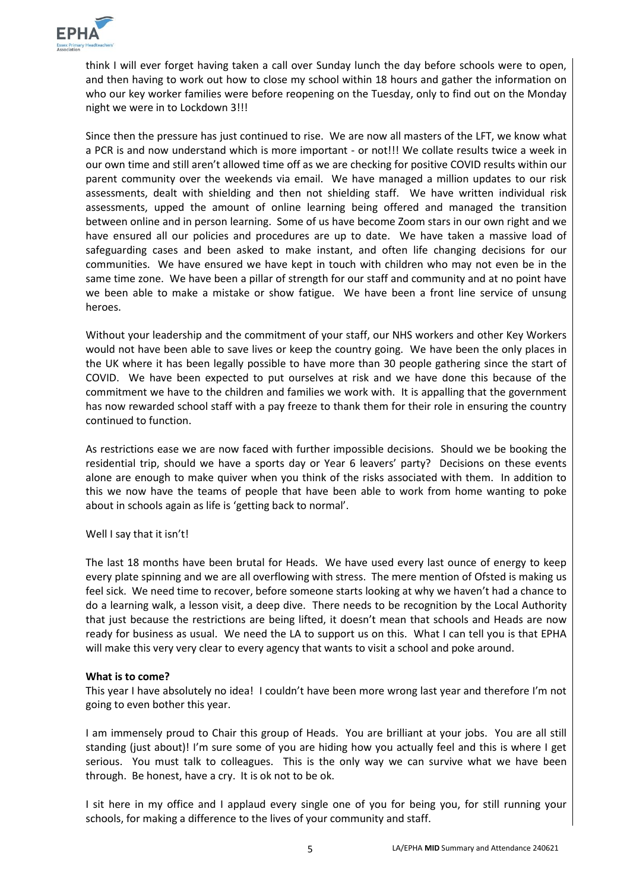think I will ever forget having taken a call over Sunday lunch the day before schools were to open, and then having to work out how to close my school within 18 hours and gather the information on who our key worker families were before reopening on the Tuesday, only to find out on the Monday night we were in to Lockdown 3!!!

Since then the pressure has just continued to rise. We are now all masters of the LFT, we know what a PCR is and now understand which is more important - or not!!! We collate results twice a week in our own time and still aren't allowed time off as we are checking for positive COVID results within our parent community over the weekends via email. We have managed a million updates to our risk assessments, dealt with shielding and then not shielding staff. We have written individual risk assessments, upped the amount of online learning being offered and managed the transition between online and in person learning. Some of us have become Zoom stars in our own right and we have ensured all our policies and procedures are up to date. We have taken a massive load of safeguarding cases and been asked to make instant, and often life changing decisions for our communities. We have ensured we have kept in touch with children who may not even be in the same time zone. We have been a pillar of strength for our staff and community and at no point have we been able to make a mistake or show fatigue. We have been a front line service of unsung heroes.

Without your leadership and the commitment of your staff, our NHS workers and other Key Workers would not have been able to save lives or keep the country going. We have been the only places in the UK where it has been legally possible to have more than 30 people gathering since the start of COVID. We have been expected to put ourselves at risk and we have done this because of the commitment we have to the children and families we work with. It is appalling that the government has now rewarded school staff with a pay freeze to thank them for their role in ensuring the country continued to function.

As restrictions ease we are now faced with further impossible decisions. Should we be booking the residential trip, should we have a sports day or Year 6 leavers' party? Decisions on these events alone are enough to make quiver when you think of the risks associated with them. In addition to this we now have the teams of people that have been able to work from home wanting to poke about in schools again as life is 'getting back to normal'.

Well I say that it isn't!

The last 18 months have been brutal for Heads. We have used every last ounce of energy to keep every plate spinning and we are all overflowing with stress. The mere mention of Ofsted is making us feel sick. We need time to recover, before someone starts looking at why we haven't had a chance to do a learning walk, a lesson visit, a deep dive. There needs to be recognition by the Local Authority that just because the restrictions are being lifted, it doesn't mean that schools and Heads are now ready for business as usual. We need the LA to support us on this. What I can tell you is that EPHA will make this very very clear to every agency that wants to visit a school and poke around.

**What is to come?**

This year I have absolutely no idea! I couldn't have been more wrong last year and therefore I'm not going to even bother this year.

I am immensely proud to Chair this group of Heads. You are brilliant at your jobs. You are all still standing (just about)! I'm sure some of you are hiding how you actually feel and this is where I get serious. You must talk to colleagues. This is the only way we can survive what we have been through. Be honest, have a cry. It is ok not to be ok.

I sit here in my office and I applaud every single one of you for being you, for still running your schools, for making a difference to the lives of your community and staff.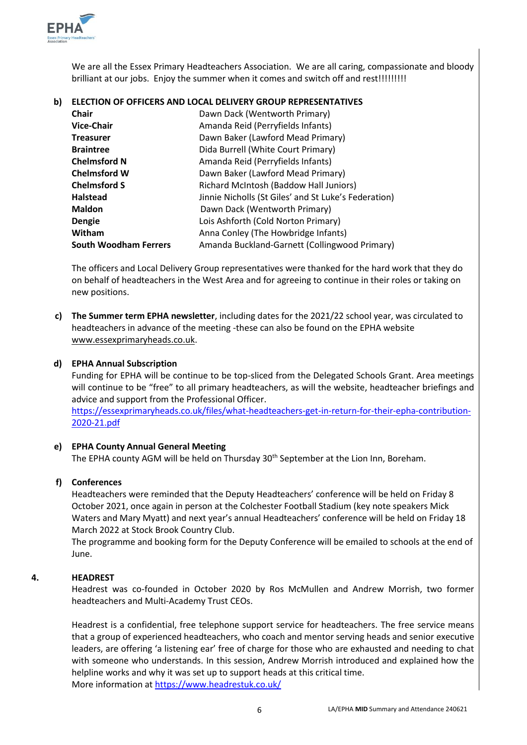We are all the Essex Primary Headteachers Association. We are all caring, compassionate and bloody brilliant at our jobs. Enjoy the summer when it comes and switch off and rest!!!!!!!!!

**b) ELECTION OF OFFICERS AND LOCAL DELIVERY GROUP REPRESENTATIVES**

| | |
|---|---|
| **Chair** | Dawn Dack (Wentworth Primary) |
| **Vice-Chair** | Amanda Reid (Perryfields Infants) |
| **Treasurer** | Dawn Baker (Lawford Mead Primary) |
| **Braintree** | Dida Burrell (White Court Primary) |
| **Chelmsford N** | Amanda Reid (Perryfields Infants) |
| **Chelmsford W** | Dawn Baker (Lawford Mead Primary) |
| **Chelmsford S** | Richard McIntosh (Baddow Hall Juniors) |
| **Halstead** | Jinnie Nicholls (St Giles' and St Luke's Federation) |
| **Maldon** | Dawn Dack (Wentworth Primary) |
| **Dengie** | Lois Ashforth (Cold Norton Primary) |
| **Witham** | Anna Conley (The Howbridge Infants) |
| **South Woodham Ferrers** | Amanda Buckland-Garnett (Collingwood Primary) |

The officers and Local Delivery Group representatives were thanked for the hard work that they do on behalf of headteachers in the West Area and for agreeing to continue in their roles or taking on new positions.

**c) The Summer term EPHA newsletter**, including dates for the 2021/22 school year, was circulated to headteachers in advance of the meeting -these can also be found on the EPHA website www.essexprimaryheads.co.uk.

**d) EPHA Annual Subscription**

Funding for EPHA will be continue to be top-sliced from the Delegated Schools Grant. Area meetings will continue to be "free" to all primary headteachers, as will the website, headteacher briefings and advice and support from the Professional Officer.
https://essexprimaryheads.co.uk/files/what-headteachers-get-in-return-for-their-epha-contribution-2020-21.pdf

**e) EPHA County Annual General Meeting**

The EPHA county AGM will be held on Thursday 30th September at the Lion Inn, Boreham.

**f) Conferences**

Headteachers were reminded that the Deputy Headteachers' conference will be held on Friday 8 October 2021, once again in person at the Colchester Football Stadium (key note speakers Mick Waters and Mary Myatt) and next year's annual Headteachers' conference will be held on Friday 18 March 2022 at Stock Brook Country Club.
The programme and booking form for the Deputy Conference will be emailed to schools at the end of June.

## 4. HEADREST

Headrest was co-founded in October 2020 by Ros McMullen and Andrew Morrish, two former headteachers and Multi-Academy Trust CEOs.

Headrest is a confidential, free telephone support service for headteachers. The free service means that a group of experienced headteachers, who coach and mentor serving heads and senior executive leaders, are offering 'a listening ear' free of charge for those who are exhausted and needing to chat with someone who understands. In this session, Andrew Morrish introduced and explained how the helpline works and why it was set up to support heads at this critical time.
More information at https://www.headrestuk.co.uk/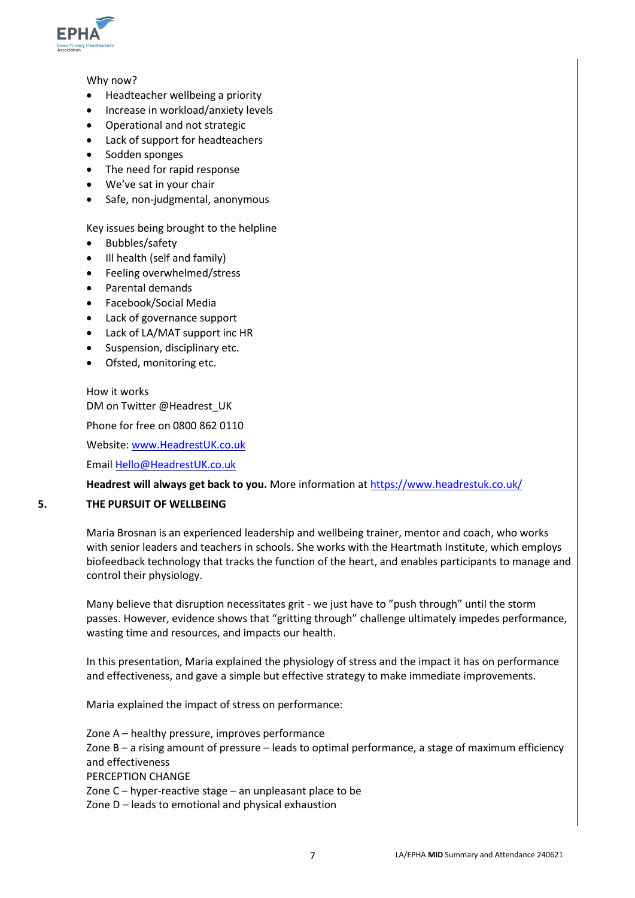Why now?

- Headteacher wellbeing a priority
- Increase in workload/anxiety levels
- Operational and not strategic
- Lack of support for headteachers
- Sodden sponges
- The need for rapid response
- We've sat in your chair
- Safe, non-judgmental, anonymous

Key issues being brought to the helpline

- Bubbles/safety
- Ill health (self and family)
- Feeling overwhelmed/stress
- Parental demands
- Facebook/Social Media
- Lack of governance support
- Lack of LA/MAT support inc HR
- Suspension, disciplinary etc.
- Ofsted, monitoring etc.

How it works
DM on Twitter @Headrest_UK

Phone for free on 0800 862 0110

Website: [www.HeadrestUK.co.uk](http://www.HeadrestUK.co.uk)

Email [Hello@HeadrestUK.co.uk](mailto:Hello@HeadrestUK.co.uk)

**Headrest will always get back to you.** More information at [https://www.headrestuk.co.uk/](https://www.headrestuk.co.uk/)

## 5. THE PURSUIT OF WELLBEING

Maria Brosnan is an experienced leadership and wellbeing trainer, mentor and coach, who works with senior leaders and teachers in schools. She works with the Heartmath Institute, which employs biofeedback technology that tracks the function of the heart, and enables participants to manage and control their physiology.

Many believe that disruption necessitates grit - we just have to "push through" until the storm passes. However, evidence shows that "gritting through" challenge ultimately impedes performance, wasting time and resources, and impacts our health.

In this presentation, Maria explained the physiology of stress and the impact it has on performance and effectiveness, and gave a simple but effective strategy to make immediate improvements.

Maria explained the impact of stress on performance:

Zone A – healthy pressure, improves performance
Zone B – a rising amount of pressure – leads to optimal performance, a stage of maximum efficiency and effectiveness
PERCEPTION CHANGE
Zone C – hyper-reactive stage – an unpleasant place to be
Zone D – leads to emotional and physical exhaustion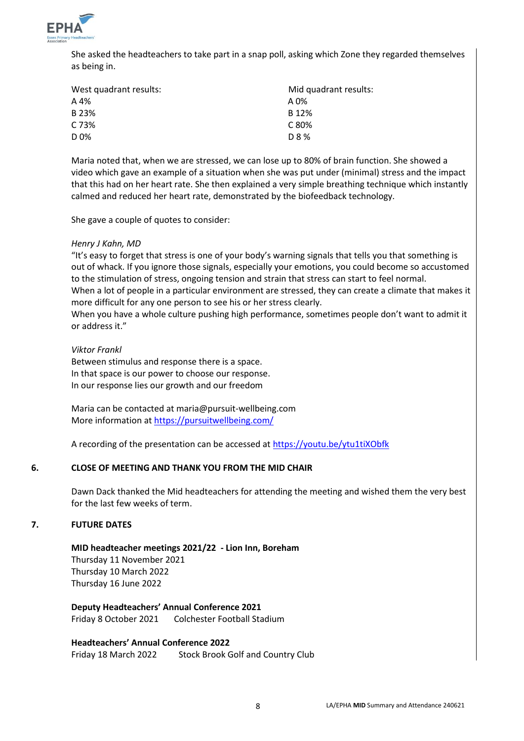She asked the headteachers to take part in a snap poll, asking which Zone they regarded themselves as being in.

| West quadrant results: | Mid quadrant results: |
|---|---|
| A 4% | A 0% |
| B 23% | B 12% |
| C 73% | C 80% |
| D 0% | D 8 % |

Maria noted that, when we are stressed, we can lose up to 80% of brain function. She showed a video which gave an example of a situation when she was put under (minimal) stress and the impact that this had on her heart rate. She then explained a very simple breathing technique which instantly calmed and reduced her heart rate, demonstrated by the biofeedback technology.

She gave a couple of quotes to consider:

*Henry J Kahn, MD*
"It's easy to forget that stress is one of your body's warning signals that tells you that something is out of whack. If you ignore those signals, especially your emotions, you could become so accustomed to the stimulation of stress, ongoing tension and strain that stress can start to feel normal.
When a lot of people in a particular environment are stressed, they can create a climate that makes it more difficult for any one person to see his or her stress clearly.
When you have a whole culture pushing high performance, sometimes people don't want to admit it or address it."

*Viktor Frankl*
Between stimulus and response there is a space.
In that space is our power to choose our response.
In our response lies our growth and our freedom

Maria can be contacted at maria@pursuit-wellbeing.com
More information at https://pursuitwellbeing.com/

A recording of the presentation can be accessed at https://youtu.be/ytu1tiXObfk

## 6. CLOSE OF MEETING AND THANK YOU FROM THE MID CHAIR

Dawn Dack thanked the Mid headteachers for attending the meeting and wished them the very best for the last few weeks of term.

## 7. FUTURE DATES

**MID headteacher meetings 2021/22 - Lion Inn, Boreham**
Thursday 11 November 2021
Thursday 10 March 2022
Thursday 16 June 2022

**Deputy Headteachers' Annual Conference 2021**
Friday 8 October 2021 Colchester Football Stadium

**Headteachers' Annual Conference 2022**
Friday 18 March 2022 Stock Brook Golf and Country Club